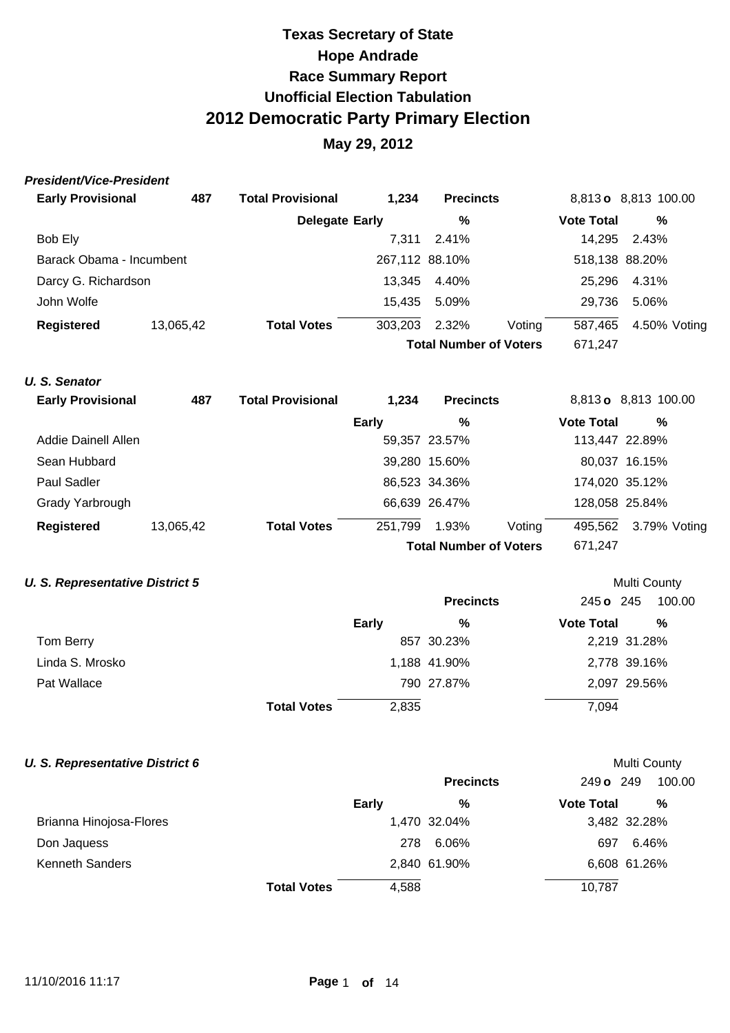# Texas Secretary of State
## Hope Andrade
## Race Summary Report
## Unofficial Election Tabulation
# 2012 Democratic Party Primary Election
## May 29, 2012

### *President/Vice-President*

| **Early Provisional** | **487** | **Total Provisional** | **1,234** | **Precincts** | | 8,813 **o** 8,813 | 100.00 |
|---|---|---|---|---|---|---|---|
| | | **Delegate Early** | | **%** | | **Vote Total** | **%** |
| Bob Ely | | | 7,311 | 2.41% | | 14,295 | 2.43% |
| Barack Obama - Incumbent | | | 267,112 | 88.10% | | 518,138 | 88.20% |
| Darcy G. Richardson | | | 13,345 | 4.40% | | 25,296 | 4.31% |
| John Wolfe | | | 15,435 | 5.09% | | 29,736 | 5.06% |
| **Registered** | 13,065,42 | **Total Votes** | 303,203 | 2.32% | Voting | 587,465 | 4.50% Voting |
| | | | | **Total Number of Voters** | | 671,247 | |

### *U. S. Senator*

| **Early Provisional** | **487** | **Total Provisional** | **1,234** | **Precincts** | | 8,813 **o** 8,813 | 100.00 |
|---|---|---|---|---|---|---|---|
| | | | **Early** | **%** | | **Vote Total** | **%** |
| Addie Dainell Allen | | | 59,357 | 23.57% | | 113,447 | 22.89% |
| Sean Hubbard | | | 39,280 | 15.60% | | 80,037 | 16.15% |
| Paul Sadler | | | 86,523 | 34.36% | | 174,020 | 35.12% |
| Grady Yarbrough | | | 66,639 | 26.47% | | 128,058 | 25.84% |
| **Registered** | 13,065,42 | **Total Votes** | 251,799 | 1.93% | Voting | 495,562 | 3.79% Voting |
| | | | | **Total Number of Voters** | | 671,247 | |

### *U. S. Representative District 5*

Multi County

| | | | **Precincts** | 245 **o** 245 | 100.00 |
|---|---|---|---|---|---|
| | | **Early** | **%** | **Vote Total** | **%** |
| Tom Berry | | 857 | 30.23% | 2,219 | 31.28% |
| Linda S. Mrosko | | 1,188 | 41.90% | 2,778 | 39.16% |
| Pat Wallace | | 790 | 27.87% | 2,097 | 29.56% |
| | **Total Votes** | 2,835 | | 7,094 | |

### *U. S. Representative District 6*

Multi County

| | | | **Precincts** | 249 **o** 249 | 100.00 |
|---|---|---|---|---|---|
| | | **Early** | **%** | **Vote Total** | **%** |
| Brianna Hinojosa-Flores | | 1,470 | 32.04% | 3,482 | 32.28% |
| Don Jaquess | | 278 | 6.06% | 697 | 6.46% |
| Kenneth Sanders | | 2,840 | 61.90% | 6,608 | 61.26% |
| | **Total Votes** | 4,588 | | 10,787 | |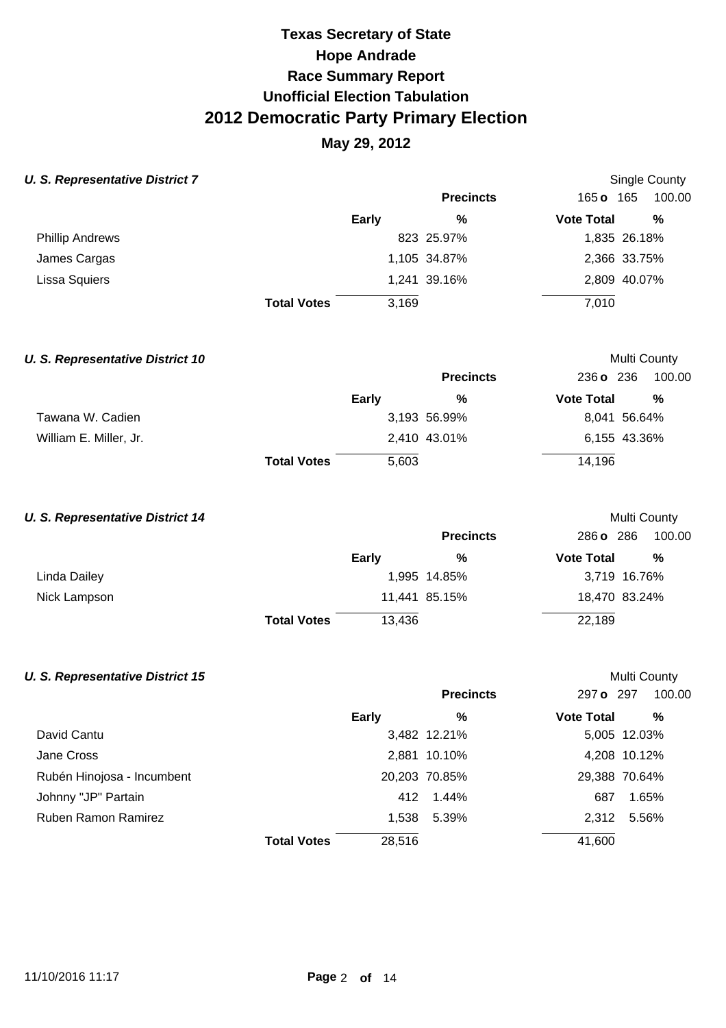# Texas Secretary of State
# Hope Andrade
# Race Summary Report
# Unofficial Election Tabulation
# 2012 Democratic Party Primary Election

## May 29, 2012

### *U. S. Representative District 7*

Single County

Precincts: 165 o 165 100.00

| | Early | % | Vote Total | % |
|---|---|---|---|---|
| Phillip Andrews | 823 | 25.97% | 1,835 | 26.18% |
| James Cargas | 1,105 | 34.87% | 2,366 | 33.75% |
| Lissa Squiers | 1,241 | 39.16% | 2,809 | 40.07% |
| **Total Votes** | 3,169 | | 7,010 | |

### *U. S. Representative District 10*

Multi County

Precincts: 236 o 236 100.00

| | Early | % | Vote Total | % |
|---|---|---|---|---|
| Tawana W. Cadien | 3,193 | 56.99% | 8,041 | 56.64% |
| William E. Miller, Jr. | 2,410 | 43.01% | 6,155 | 43.36% |
| **Total Votes** | 5,603 | | 14,196 | |

### *U. S. Representative District 14*

Multi County

Precincts: 286 o 286 100.00

| | Early | % | Vote Total | % |
|---|---|---|---|---|
| Linda Dailey | 1,995 | 14.85% | 3,719 | 16.76% |
| Nick Lampson | 11,441 | 85.15% | 18,470 | 83.24% |
| **Total Votes** | 13,436 | | 22,189 | |

### *U. S. Representative District 15*

Multi County

Precincts: 297 o 297 100.00

| | Early | % | Vote Total | % |
|---|---|---|---|---|
| David Cantu | 3,482 | 12.21% | 5,005 | 12.03% |
| Jane Cross | 2,881 | 10.10% | 4,208 | 10.12% |
| Rubén Hinojosa - Incumbent | 20,203 | 70.85% | 29,388 | 70.64% |
| Johnny "JP" Partain | 412 | 1.44% | 687 | 1.65% |
| Ruben Ramon Ramirez | 1,538 | 5.39% | 2,312 | 5.56% |
| **Total Votes** | 28,516 | | 41,600 | |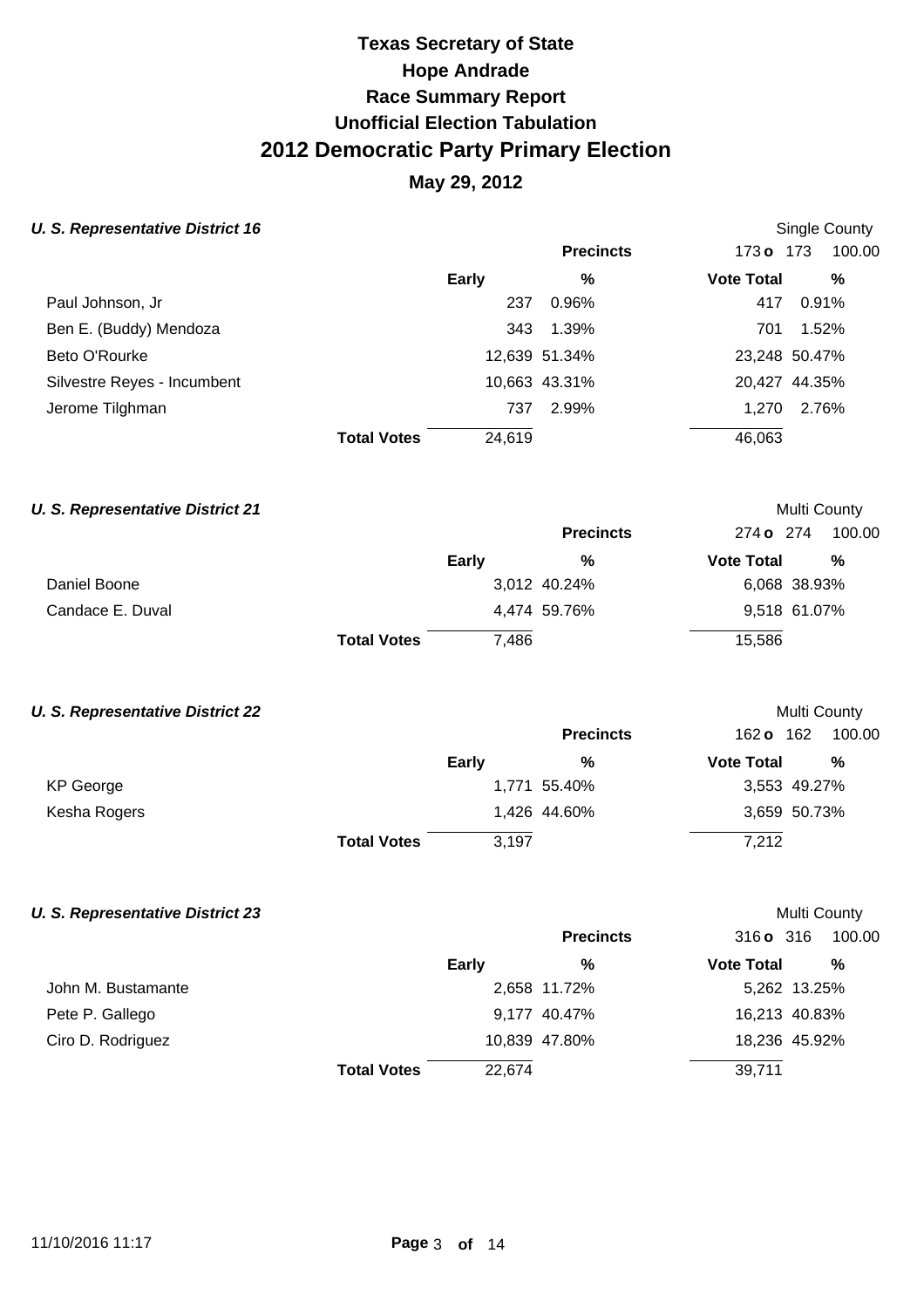# Texas Secretary of State
# Hope Andrade
## Race Summary Report
## Unofficial Election Tabulation
# 2012 Democratic Party Primary Election
## May 29, 2012

### *U. S. Representative District 16*

Single County

Precincts: 173 o 173 100.00

| | Early | % | Vote Total | % |
|---|---|---|---|---|
| Paul Johnson, Jr | 237 | 0.96% | 417 | 0.91% |
| Ben E. (Buddy) Mendoza | 343 | 1.39% | 701 | 1.52% |
| Beto O'Rourke | 12,639 | 51.34% | 23,248 | 50.47% |
| Silvestre Reyes - Incumbent | 10,663 | 43.31% | 20,427 | 44.35% |
| Jerome Tilghman | 737 | 2.99% | 1,270 | 2.76% |
| **Total Votes** | 24,619 | | 46,063 | |

### *U. S. Representative District 21*

Multi County

Precincts: 274 o 274 100.00

| | Early | % | Vote Total | % |
|---|---|---|---|---|
| Daniel Boone | 3,012 | 40.24% | 6,068 | 38.93% |
| Candace E. Duval | 4,474 | 59.76% | 9,518 | 61.07% |
| **Total Votes** | 7,486 | | 15,586 | |

### *U. S. Representative District 22*

Multi County

Precincts: 162 o 162 100.00

| | Early | % | Vote Total | % |
|---|---|---|---|---|
| KP George | 1,771 | 55.40% | 3,553 | 49.27% |
| Kesha Rogers | 1,426 | 44.60% | 3,659 | 50.73% |
| **Total Votes** | 3,197 | | 7,212 | |

### *U. S. Representative District 23*

Multi County

Precincts: 316 o 316 100.00

| | Early | % | Vote Total | % |
|---|---|---|---|---|
| John M. Bustamante | 2,658 | 11.72% | 5,262 | 13.25% |
| Pete P. Gallego | 9,177 | 40.47% | 16,213 | 40.83% |
| Ciro D. Rodriguez | 10,839 | 47.80% | 18,236 | 45.92% |
| **Total Votes** | 22,674 | | 39,711 | |

11/10/2016 11:17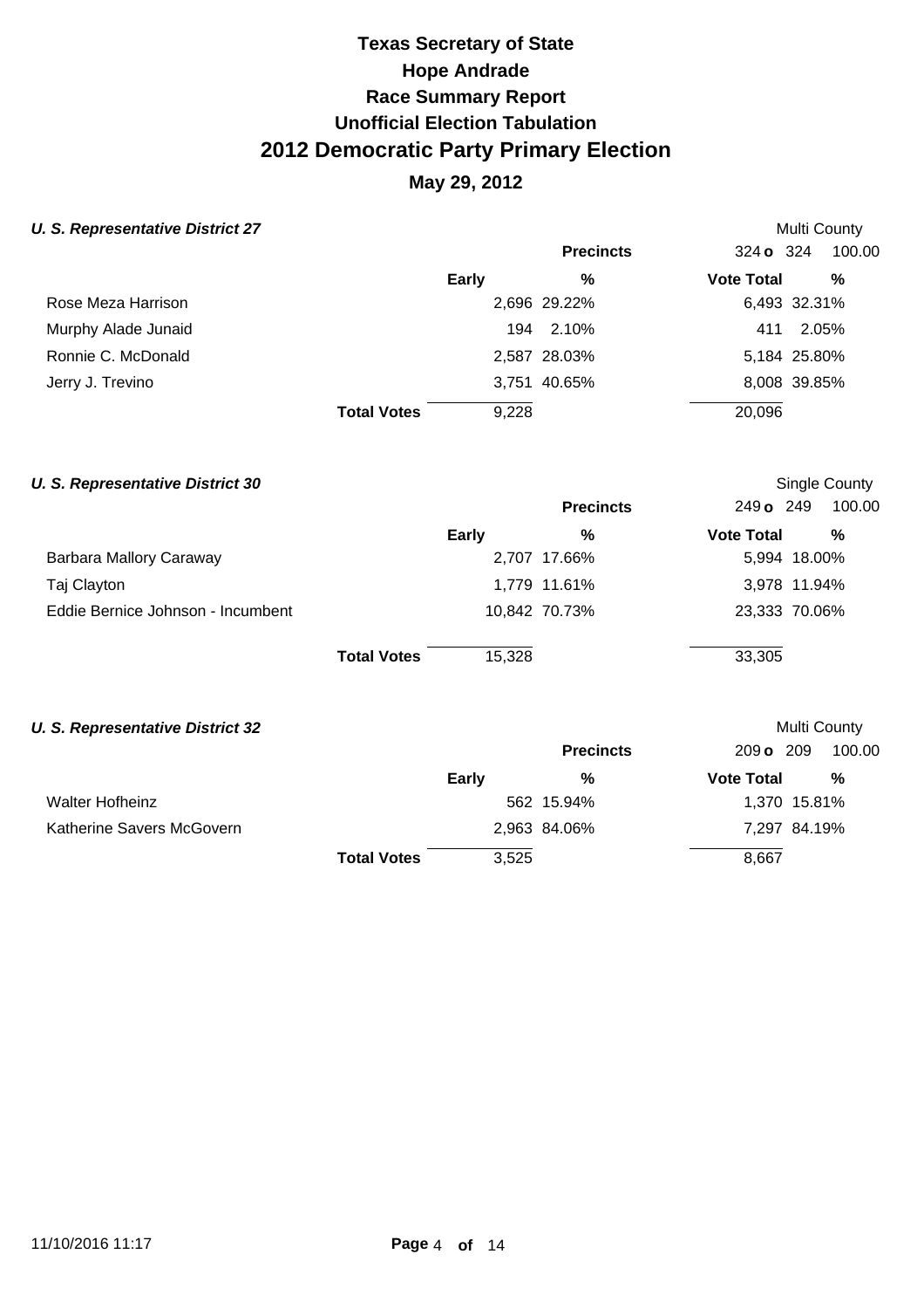# Texas Secretary of State
# Hope Andrade
# Race Summary Report
# Unofficial Election Tabulation
# 2012 Democratic Party Primary Election
## May 29, 2012

### *U. S. Representative District 27*

Multi County

| | Precincts | | 324 o 324 | 100.00 |
|---|---|---|---|---|
| | **Early** | **%** | **Vote Total** | **%** |
| Rose Meza Harrison | 2,696 | 29.22% | 6,493 | 32.31% |
| Murphy Alade Junaid | 194 | 2.10% | 411 | 2.05% |
| Ronnie C. McDonald | 2,587 | 28.03% | 5,184 | 25.80% |
| Jerry J. Trevino | 3,751 | 40.65% | 8,008 | 39.85% |
| **Total Votes** | 9,228 | | 20,096 | |

### *U. S. Representative District 30*

Single County

| | Precincts | | 249 o 249 | 100.00 |
|---|---|---|---|---|
| | **Early** | **%** | **Vote Total** | **%** |
| Barbara Mallory Caraway | 2,707 | 17.66% | 5,994 | 18.00% |
| Taj Clayton | 1,779 | 11.61% | 3,978 | 11.94% |
| Eddie Bernice Johnson - Incumbent | 10,842 | 70.73% | 23,333 | 70.06% |
| **Total Votes** | 15,328 | | 33,305 | |

### *U. S. Representative District 32*

Multi County

| | Precincts | | 209 o 209 | 100.00 |
|---|---|---|---|---|
| | **Early** | **%** | **Vote Total** | **%** |
| Walter Hofheinz | 562 | 15.94% | 1,370 | 15.81% |
| Katherine Savers McGovern | 2,963 | 84.06% | 7,297 | 84.19% |
| **Total Votes** | 3,525 | | 8,667 | |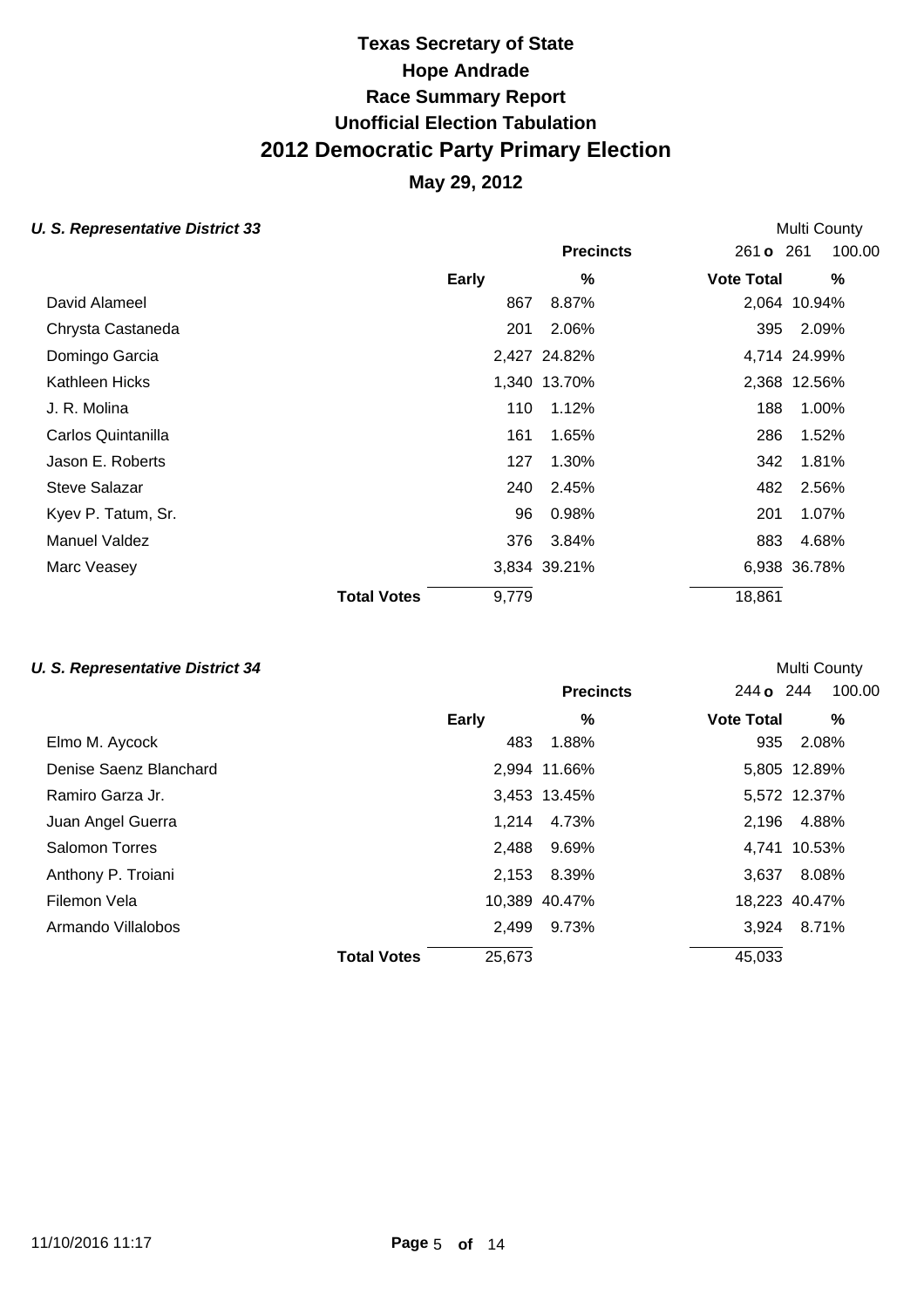# Texas Secretary of State
# Hope Andrade
# Race Summary Report
# Unofficial Election Tabulation
# 2012 Democratic Party Primary Election

## May 29, 2012

### *U. S. Representative District 33*

Multi County

| | Early | % | Vote Total | % |
|---|---|---|---|---|
| | | **Precincts** | 261 **o** 261 | 100.00 |
| David Alameel | 867 | 8.87% | 2,064 | 10.94% |
| Chrysta Castaneda | 201 | 2.06% | 395 | 2.09% |
| Domingo Garcia | 2,427 | 24.82% | 4,714 | 24.99% |
| Kathleen Hicks | 1,340 | 13.70% | 2,368 | 12.56% |
| J. R. Molina | 110 | 1.12% | 188 | 1.00% |
| Carlos Quintanilla | 161 | 1.65% | 286 | 1.52% |
| Jason E. Roberts | 127 | 1.30% | 342 | 1.81% |
| Steve Salazar | 240 | 2.45% | 482 | 2.56% |
| Kyev P. Tatum, Sr. | 96 | 0.98% | 201 | 1.07% |
| Manuel Valdez | 376 | 3.84% | 883 | 4.68% |
| Marc Veasey | 3,834 | 39.21% | 6,938 | 36.78% |
| **Total Votes** | 9,779 | | 18,861 | |

### *U. S. Representative District 34*

Multi County

| | Early | % | Vote Total | % |
|---|---|---|---|---|
| | | **Precincts** | 244 **o** 244 | 100.00 |
| Elmo M. Aycock | 483 | 1.88% | 935 | 2.08% |
| Denise Saenz Blanchard | 2,994 | 11.66% | 5,805 | 12.89% |
| Ramiro Garza Jr. | 3,453 | 13.45% | 5,572 | 12.37% |
| Juan Angel Guerra | 1,214 | 4.73% | 2,196 | 4.88% |
| Salomon Torres | 2,488 | 9.69% | 4,741 | 10.53% |
| Anthony P. Troiani | 2,153 | 8.39% | 3,637 | 8.08% |
| Filemon Vela | 10,389 | 40.47% | 18,223 | 40.47% |
| Armando Villalobos | 2,499 | 9.73% | 3,924 | 8.71% |
| **Total Votes** | 25,673 | | 45,033 | |

11/10/2016 11:17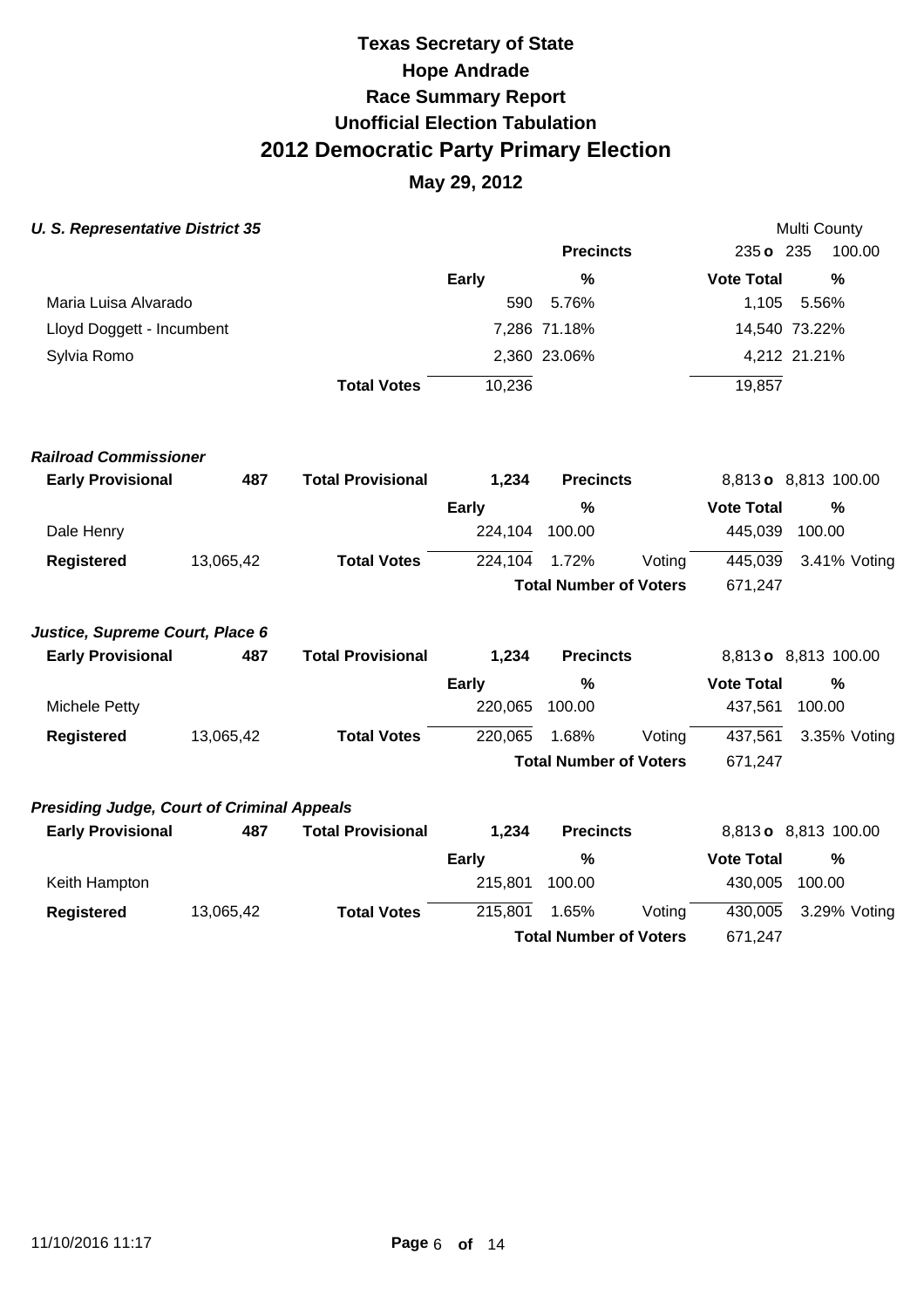# Texas Secretary of State
## Hope Andrade
## Race Summary Report
## Unofficial Election Tabulation
# 2012 Democratic Party Primary Election
## May 29, 2012

### *U. S. Representative District 35*

Multi County

| | | | | Precincts | | 235 o 235 | 100.00 |
|---|---|---|---|---|---|---|---|
| | | | **Early** | **%** | | **Vote Total** | **%** |
| Maria Luisa Alvarado | | | 590 | 5.76% | | 1,105 | 5.56% |
| Lloyd Doggett - Incumbent | | | 7,286 | 71.18% | | 14,540 | 73.22% |
| Sylvia Romo | | | 2,360 | 23.06% | | 4,212 | 21.21% |
| | | **Total Votes** | 10,236 | | | 19,857 | |

### *Railroad Commissioner*

| **Early Provisional** | **487** | **Total Provisional** | **1,234** | **Precincts** | | 8,813 o 8,813 | 100.00 |
|---|---|---|---|---|---|---|---|
| | | | **Early** | **%** | | **Vote Total** | **%** |
| Dale Henry | | | 224,104 | 100.00 | | 445,039 | 100.00 |
| **Registered** | 13,065,42 | **Total Votes** | 224,104 | 1.72% | Voting | 445,039 | 3.41% Voting |
| | | | | **Total Number of Voters** | | 671,247 | |

### *Justice, Supreme Court, Place 6*

| **Early Provisional** | **487** | **Total Provisional** | **1,234** | **Precincts** | | 8,813 o 8,813 | 100.00 |
|---|---|---|---|---|---|---|---|
| | | | **Early** | **%** | | **Vote Total** | **%** |
| Michele Petty | | | 220,065 | 100.00 | | 437,561 | 100.00 |
| **Registered** | 13,065,42 | **Total Votes** | 220,065 | 1.68% | Voting | 437,561 | 3.35% Voting |
| | | | | **Total Number of Voters** | | 671,247 | |

### *Presiding Judge, Court of Criminal Appeals*

| **Early Provisional** | **487** | **Total Provisional** | **1,234** | **Precincts** | | 8,813 o 8,813 | 100.00 |
|---|---|---|---|---|---|---|---|
| | | | **Early** | **%** | | **Vote Total** | **%** |
| Keith Hampton | | | 215,801 | 100.00 | | 430,005 | 100.00 |
| **Registered** | 13,065,42 | **Total Votes** | 215,801 | 1.65% | Voting | 430,005 | 3.29% Voting |
| | | | | **Total Number of Voters** | | 671,247 | |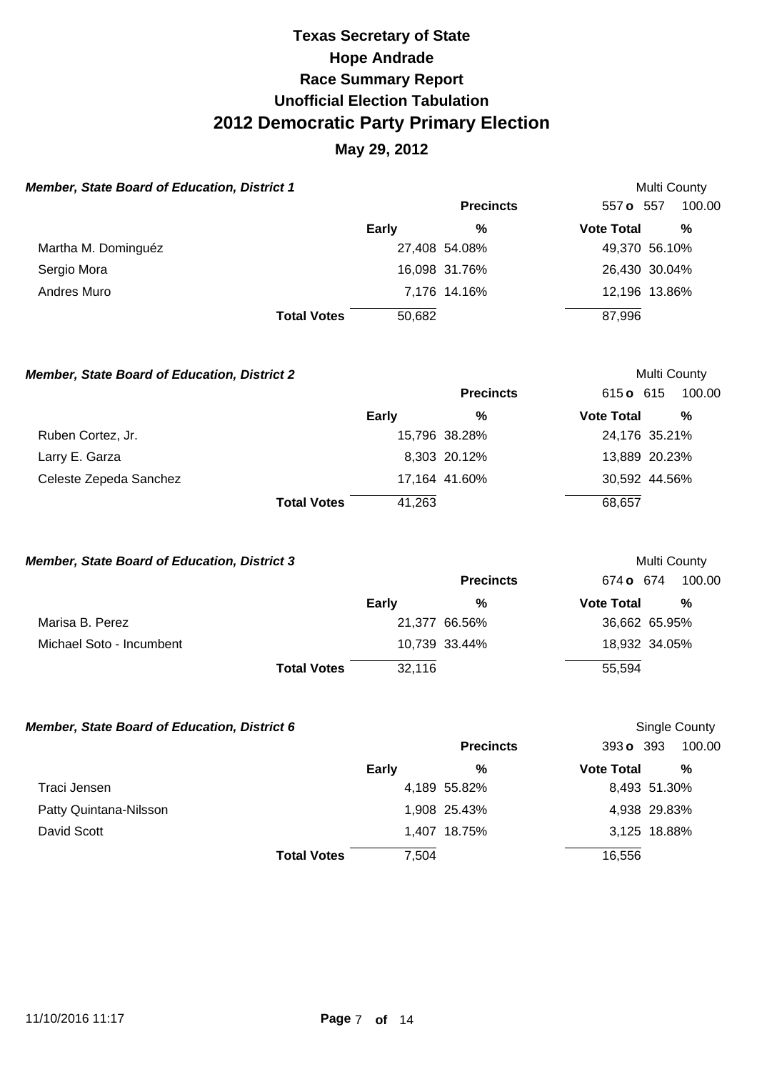# Texas Secretary of State
# Hope Andrade
## Race Summary Report
## Unofficial Election Tabulation
# 2012 Democratic Party Primary Election
### May 29, 2012

**Member, State Board of Education, District 1** — Multi County

Precincts: 557 o 557 100.00

| | Early | % | Vote Total | % |
|---|---|---|---|---|
| Martha M. Dominguéz | 27,408 | 54.08% | 49,370 | 56.10% |
| Sergio Mora | 16,098 | 31.76% | 26,430 | 30.04% |
| Andres Muro | 7,176 | 14.16% | 12,196 | 13.86% |
| **Total Votes** | 50,682 | | 87,996 | |

**Member, State Board of Education, District 2** — Multi County

Precincts: 615 o 615 100.00

| | Early | % | Vote Total | % |
|---|---|---|---|---|
| Ruben Cortez, Jr. | 15,796 | 38.28% | 24,176 | 35.21% |
| Larry E. Garza | 8,303 | 20.12% | 13,889 | 20.23% |
| Celeste Zepeda Sanchez | 17,164 | 41.60% | 30,592 | 44.56% |
| **Total Votes** | 41,263 | | 68,657 | |

**Member, State Board of Education, District 3** — Multi County

Precincts: 674 o 674 100.00

| | Early | % | Vote Total | % |
|---|---|---|---|---|
| Marisa B. Perez | 21,377 | 66.56% | 36,662 | 65.95% |
| Michael Soto - Incumbent | 10,739 | 33.44% | 18,932 | 34.05% |
| **Total Votes** | 32,116 | | 55,594 | |

**Member, State Board of Education, District 6** — Single County

Precincts: 393 o 393 100.00

| | Early | % | Vote Total | % |
|---|---|---|---|---|
| Traci Jensen | 4,189 | 55.82% | 8,493 | 51.30% |
| Patty Quintana-Nilsson | 1,908 | 25.43% | 4,938 | 29.83% |
| David Scott | 1,407 | 18.75% | 3,125 | 18.88% |
| **Total Votes** | 7,504 | | 16,556 | |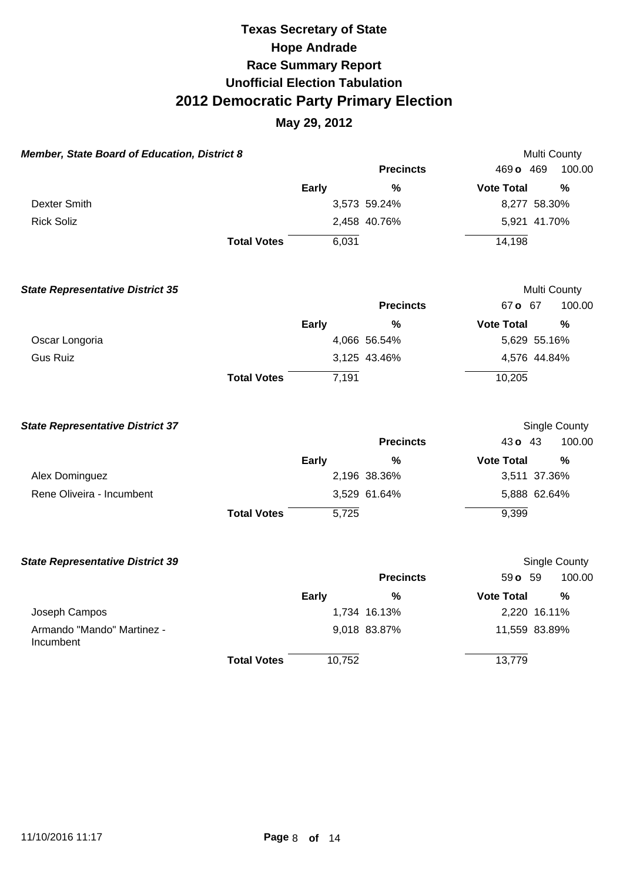# Texas Secretary of State
## Hope Andrade
## Race Summary Report
## Unofficial Election Tabulation
## 2012 Democratic Party Primary Election
### May 29, 2012

***Member, State Board of Education, District 8*** — Multi County

Precincts: 469 o 469 — 100.00

| | Early | % | Vote Total | % |
|---|---|---|---|---|
| Dexter Smith | 3,573 | 59.24% | 8,277 | 58.30% |
| Rick Soliz | 2,458 | 40.76% | 5,921 | 41.70% |
| **Total Votes** | 6,031 | | 14,198 | |

***State Representative District 35*** — Multi County

Precincts: 67 o 67 — 100.00

| | Early | % | Vote Total | % |
|---|---|---|---|---|
| Oscar Longoria | 4,066 | 56.54% | 5,629 | 55.16% |
| Gus Ruiz | 3,125 | 43.46% | 4,576 | 44.84% |
| **Total Votes** | 7,191 | | 10,205 | |

***State Representative District 37*** — Single County

Precincts: 43 o 43 — 100.00

| | Early | % | Vote Total | % |
|---|---|---|---|---|
| Alex Dominguez | 2,196 | 38.36% | 3,511 | 37.36% |
| Rene Oliveira - Incumbent | 3,529 | 61.64% | 5,888 | 62.64% |
| **Total Votes** | 5,725 | | 9,399 | |

***State Representative District 39*** — Single County

Precincts: 59 o 59 — 100.00

| | Early | % | Vote Total | % |
|---|---|---|---|---|
| Joseph Campos | 1,734 | 16.13% | 2,220 | 16.11% |
| Armando "Mando" Martinez - Incumbent | 9,018 | 83.87% | 11,559 | 83.89% |
| **Total Votes** | 10,752 | | 13,779 | |

11/10/2016 11:17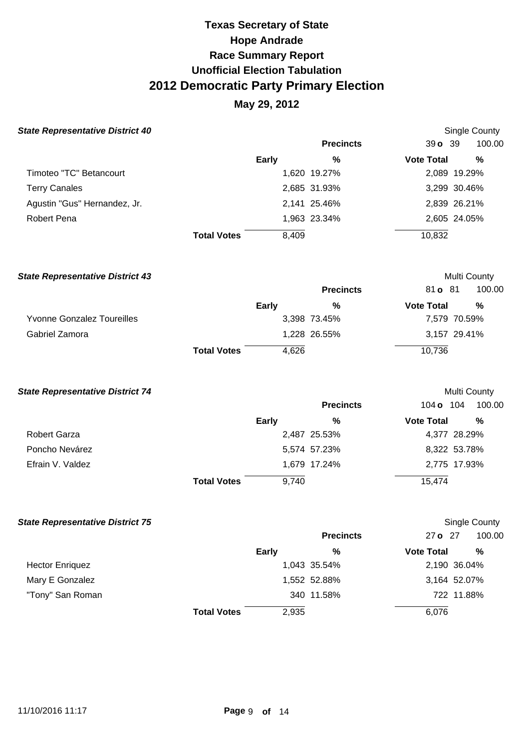# Texas Secretary of State
# Hope Andrade
# Race Summary Report
# Unofficial Election Tabulation
# 2012 Democratic Party Primary Election
## May 29, 2012

### *State Representative District 40*

Single County

| | Early | % | Vote Total | % |
|---|---|---|---|---|
| | | **Precincts** | 39 **o** 39 | 100.00 |
| Timoteo "TC" Betancourt | 1,620 | 19.27% | 2,089 | 19.29% |
| Terry Canales | 2,685 | 31.93% | 3,299 | 30.46% |
| Agustin "Gus" Hernandez, Jr. | 2,141 | 25.46% | 2,839 | 26.21% |
| Robert Pena | 1,963 | 23.34% | 2,605 | 24.05% |
| **Total Votes** | 8,409 | | 10,832 | |

### *State Representative District 43*

Multi County

| | Early | % | Vote Total | % |
|---|---|---|---|---|
| | | **Precincts** | 81 **o** 81 | 100.00 |
| Yvonne Gonzalez Toureilles | 3,398 | 73.45% | 7,579 | 70.59% |
| Gabriel Zamora | 1,228 | 26.55% | 3,157 | 29.41% |
| **Total Votes** | 4,626 | | 10,736 | |

### *State Representative District 74*

Multi County

| | Early | % | Vote Total | % |
|---|---|---|---|---|
| | | **Precincts** | 104 **o** 104 | 100.00 |
| Robert Garza | 2,487 | 25.53% | 4,377 | 28.29% |
| Poncho Nevárez | 5,574 | 57.23% | 8,322 | 53.78% |
| Efrain V. Valdez | 1,679 | 17.24% | 2,775 | 17.93% |
| **Total Votes** | 9,740 | | 15,474 | |

### *State Representative District 75*

Single County

| | Early | % | Vote Total | % |
|---|---|---|---|---|
| | | **Precincts** | 27 **o** 27 | 100.00 |
| Hector Enriquez | 1,043 | 35.54% | 2,190 | 36.04% |
| Mary E Gonzalez | 1,552 | 52.88% | 3,164 | 52.07% |
| "Tony" San Roman | 340 | 11.58% | 722 | 11.88% |
| **Total Votes** | 2,935 | | 6,076 | |

11/10/2016 11:17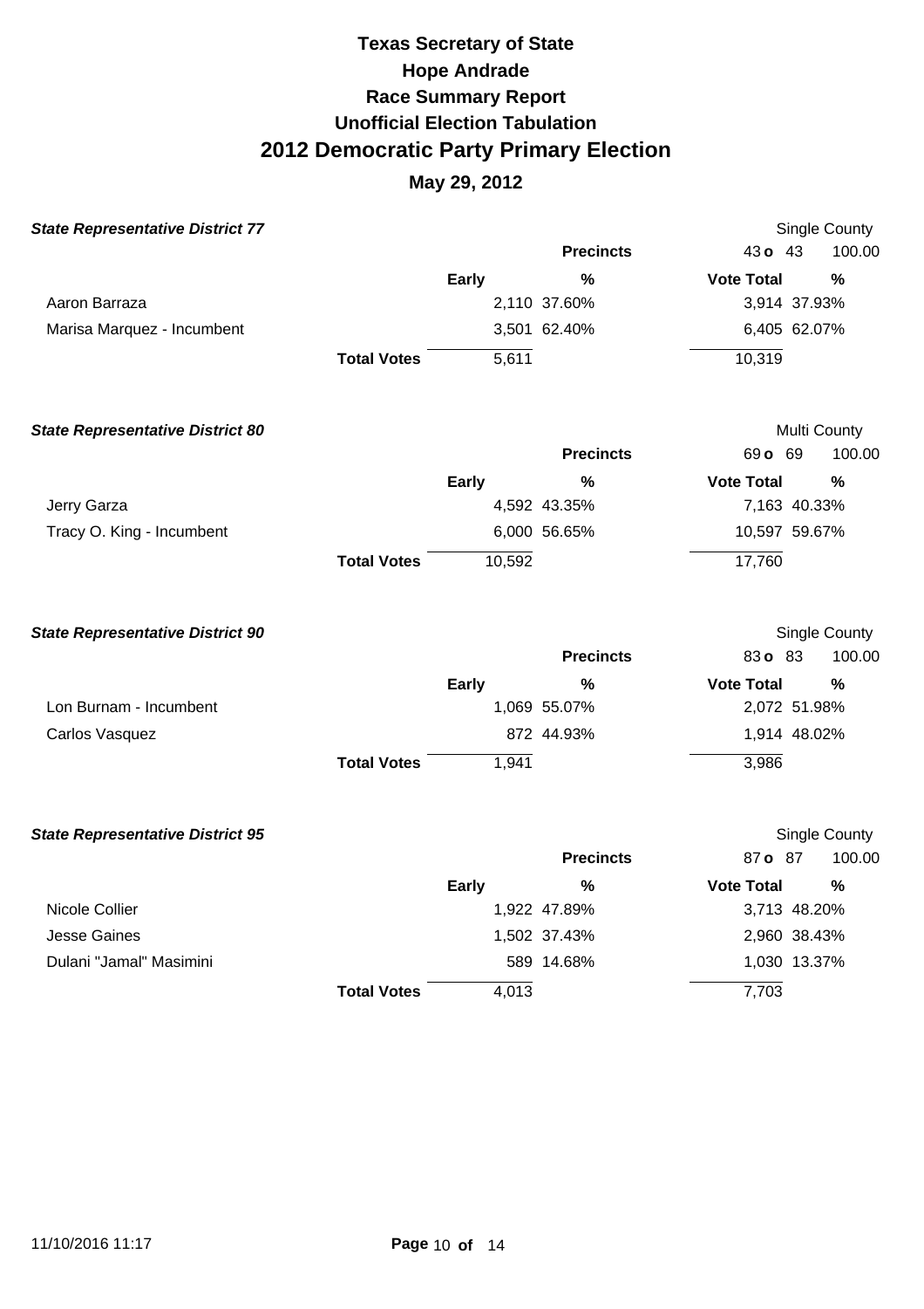# Texas Secretary of State
# Hope Andrade
# Race Summary Report
# Unofficial Election Tabulation
# 2012 Democratic Party Primary Election
## May 29, 2012

### *State Representative District 77*

Single County

| | | | Precincts | 43 **o** 43 | 100.00 |
|---|---|---|---|---|---|
| | | **Early** | **%** | **Vote Total** | **%** |
| Aaron Barraza | | 2,110 | 37.60% | 3,914 | 37.93% |
| Marisa Marquez - Incumbent | | 3,501 | 62.40% | 6,405 | 62.07% |
| | **Total Votes** | 5,611 | | 10,319 | |

### *State Representative District 80*

Multi County

| | | | Precincts | 69 **o** 69 | 100.00 |
|---|---|---|---|---|---|
| | | **Early** | **%** | **Vote Total** | **%** |
| Jerry Garza | | 4,592 | 43.35% | 7,163 | 40.33% |
| Tracy O. King - Incumbent | | 6,000 | 56.65% | 10,597 | 59.67% |
| | **Total Votes** | 10,592 | | 17,760 | |

### *State Representative District 90*

Single County

| | | | Precincts | 83 **o** 83 | 100.00 |
|---|---|---|---|---|---|
| | | **Early** | **%** | **Vote Total** | **%** |
| Lon Burnam - Incumbent | | 1,069 | 55.07% | 2,072 | 51.98% |
| Carlos Vasquez | | 872 | 44.93% | 1,914 | 48.02% |
| | **Total Votes** | 1,941 | | 3,986 | |

### *State Representative District 95*

Single County

| | | | Precincts | 87 **o** 87 | 100.00 |
|---|---|---|---|---|---|
| | | **Early** | **%** | **Vote Total** | **%** |
| Nicole Collier | | 1,922 | 47.89% | 3,713 | 48.20% |
| Jesse Gaines | | 1,502 | 37.43% | 2,960 | 38.43% |
| Dulani "Jamal" Masimini | | 589 | 14.68% | 1,030 | 13.37% |
| | **Total Votes** | 4,013 | | 7,703 | |

11/10/2016 11:17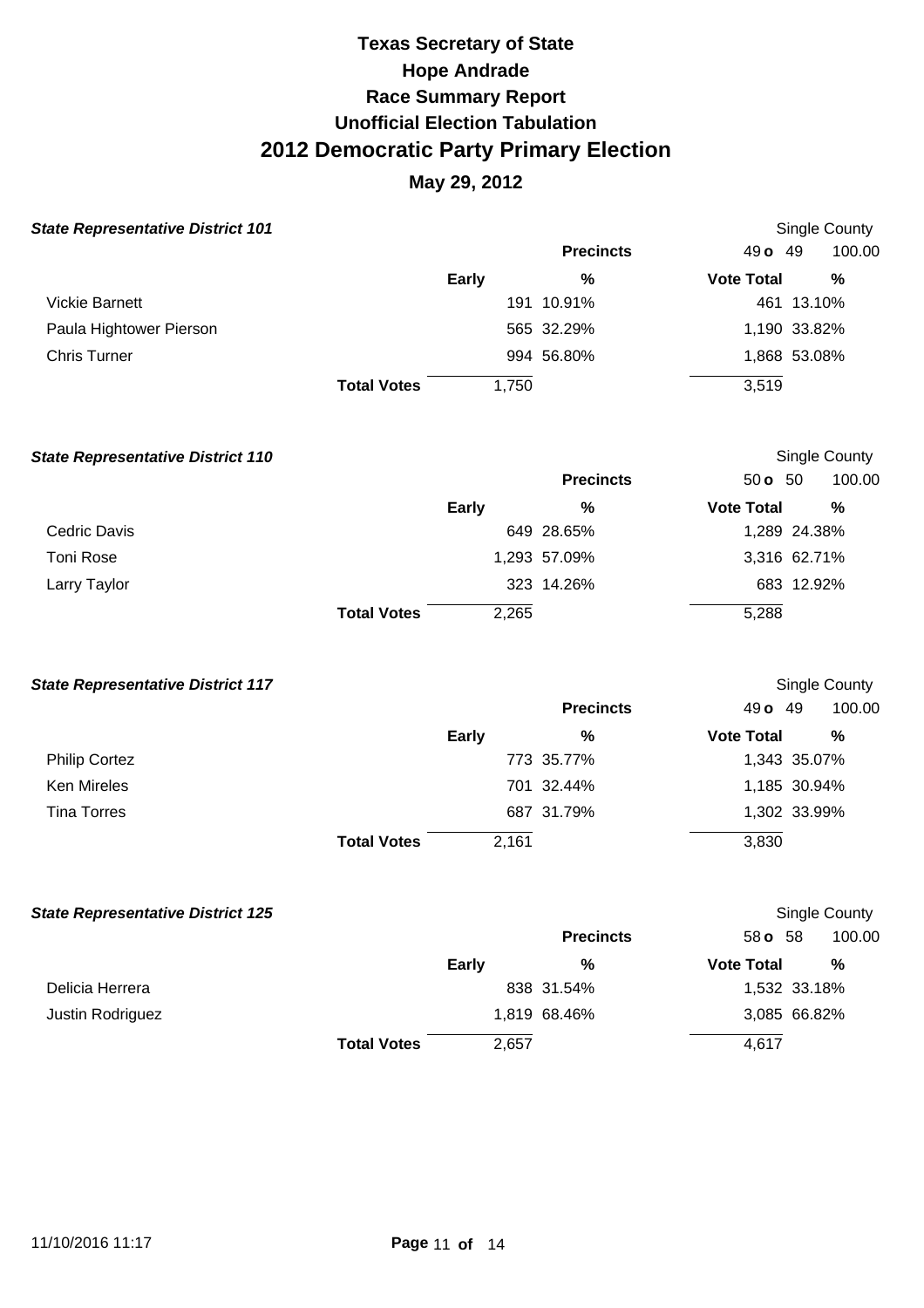# Texas Secretary of State
## Hope Andrade
## Race Summary Report
## Unofficial Election Tabulation
# 2012 Democratic Party Primary Election
## May 29, 2012

### State Representative District 101

Single County

| | Early | % | Vote Total | % |
|---|---|---|---|---|
| | | **Precincts** | 49 **o** 49 | 100.00 |
| Vickie Barnett | 191 | 10.91% | 461 | 13.10% |
| Paula Hightower Pierson | 565 | 32.29% | 1,190 | 33.82% |
| Chris Turner | 994 | 56.80% | 1,868 | 53.08% |
| **Total Votes** | 1,750 | | 3,519 | |

### State Representative District 110

Single County

| | Early | % | Vote Total | % |
|---|---|---|---|---|
| | | **Precincts** | 50 **o** 50 | 100.00 |
| Cedric Davis | 649 | 28.65% | 1,289 | 24.38% |
| Toni Rose | 1,293 | 57.09% | 3,316 | 62.71% |
| Larry Taylor | 323 | 14.26% | 683 | 12.92% |
| **Total Votes** | 2,265 | | 5,288 | |

### State Representative District 117

Single County

| | Early | % | Vote Total | % |
|---|---|---|---|---|
| | | **Precincts** | 49 **o** 49 | 100.00 |
| Philip Cortez | 773 | 35.77% | 1,343 | 35.07% |
| Ken Mireles | 701 | 32.44% | 1,185 | 30.94% |
| Tina Torres | 687 | 31.79% | 1,302 | 33.99% |
| **Total Votes** | 2,161 | | 3,830 | |

### State Representative District 125

Single County

| | Early | % | Vote Total | % |
|---|---|---|---|---|
| | | **Precincts** | 58 **o** 58 | 100.00 |
| Delicia Herrera | 838 | 31.54% | 1,532 | 33.18% |
| Justin Rodriguez | 1,819 | 68.46% | 3,085 | 66.82% |
| **Total Votes** | 2,657 | | 4,617 | |

11/10/2016 11:17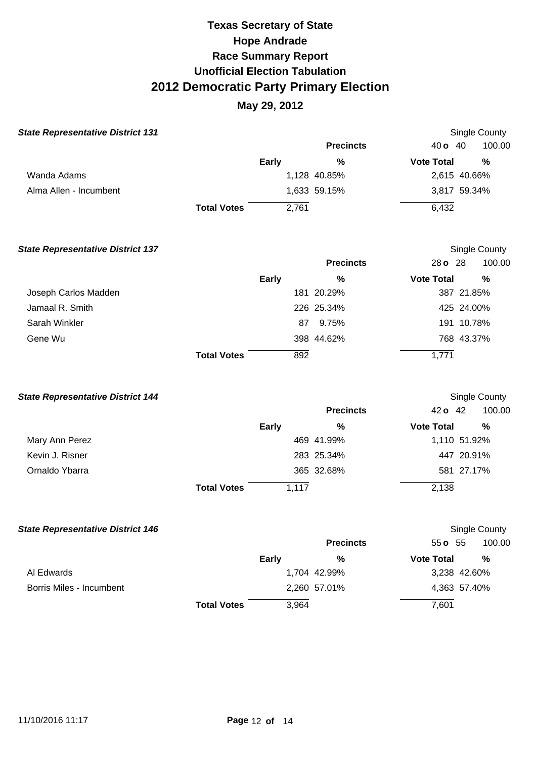# Texas Secretary of State
# Hope Andrade
# Race Summary Report
# Unofficial Election Tabulation
# 2012 Democratic Party Primary Election
## May 29, 2012

### State Representative District 131

Single County

| | Early | % | Vote Total | % |
|---|---|---|---|---|
| | | **Precincts** | 40 **o** 40 | 100.00 |
| Wanda Adams | 1,128 | 40.85% | 2,615 | 40.66% |
| Alma Allen - Incumbent | 1,633 | 59.15% | 3,817 | 59.34% |
| **Total Votes** | 2,761 | | 6,432 | |

### State Representative District 137

Single County

| | Early | % | Vote Total | % |
|---|---|---|---|---|
| | | **Precincts** | 28 **o** 28 | 100.00 |
| Joseph Carlos Madden | 181 | 20.29% | 387 | 21.85% |
| Jamaal R. Smith | 226 | 25.34% | 425 | 24.00% |
| Sarah Winkler | 87 | 9.75% | 191 | 10.78% |
| Gene Wu | 398 | 44.62% | 768 | 43.37% |
| **Total Votes** | 892 | | 1,771 | |

### State Representative District 144

Single County

| | Early | % | Vote Total | % |
|---|---|---|---|---|
| | | **Precincts** | 42 **o** 42 | 100.00 |
| Mary Ann Perez | 469 | 41.99% | 1,110 | 51.92% |
| Kevin J. Risner | 283 | 25.34% | 447 | 20.91% |
| Ornaldo Ybarra | 365 | 32.68% | 581 | 27.17% |
| **Total Votes** | 1,117 | | 2,138 | |

### State Representative District 146

Single County

| | Early | % | Vote Total | % |
|---|---|---|---|---|
| | | **Precincts** | 55 **o** 55 | 100.00 |
| Al Edwards | 1,704 | 42.99% | 3,238 | 42.60% |
| Borris Miles - Incumbent | 2,260 | 57.01% | 4,363 | 57.40% |
| **Total Votes** | 3,964 | | 7,601 | |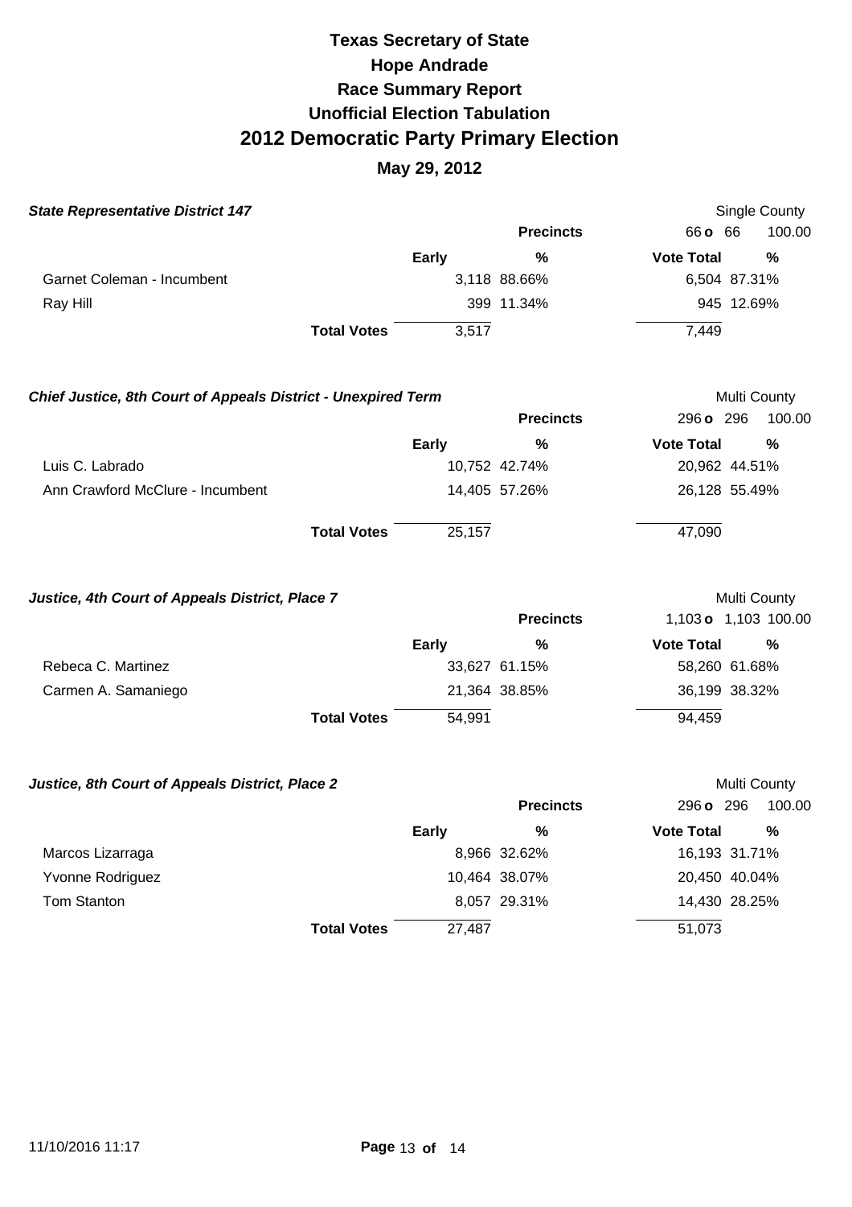# Texas Secretary of State
## Hope Andrade
## Race Summary Report
## Unofficial Election Tabulation
# 2012 Democratic Party Primary Election
## May 29, 2012

**State Representative District 147** — Single County

| | Precincts | 66 o 66 | 100.00 |
|---|---|---|---|
| | **Early** | **%** | **Vote Total** | **%** |
| Garnet Coleman - Incumbent | 3,118 | 88.66% | 6,504 | 87.31% |
| Ray Hill | 399 | 11.34% | 945 | 12.69% |
| **Total Votes** | 3,517 | | 7,449 | |

**Chief Justice, 8th Court of Appeals District - Unexpired Term** — Multi County

| | Precincts | 296 o 296 | 100.00 |
|---|---|---|---|
| | **Early** | **%** | **Vote Total** | **%** |
| Luis C. Labrado | 10,752 | 42.74% | 20,962 | 44.51% |
| Ann Crawford McClure - Incumbent | 14,405 | 57.26% | 26,128 | 55.49% |
| **Total Votes** | 25,157 | | 47,090 | |

**Justice, 4th Court of Appeals District, Place 7** — Multi County

| | Precincts | 1,103 o 1,103 | 100.00 |
|---|---|---|---|
| | **Early** | **%** | **Vote Total** | **%** |
| Rebeca C. Martinez | 33,627 | 61.15% | 58,260 | 61.68% |
| Carmen A. Samaniego | 21,364 | 38.85% | 36,199 | 38.32% |
| **Total Votes** | 54,991 | | 94,459 | |

**Justice, 8th Court of Appeals District, Place 2** — Multi County

| | Precincts | 296 o 296 | 100.00 |
|---|---|---|---|
| | **Early** | **%** | **Vote Total** | **%** |
| Marcos Lizarraga | 8,966 | 32.62% | 16,193 | 31.71% |
| Yvonne Rodriguez | 10,464 | 38.07% | 20,450 | 40.04% |
| Tom Stanton | 8,057 | 29.31% | 14,430 | 28.25% |
| **Total Votes** | 27,487 | | 51,073 | |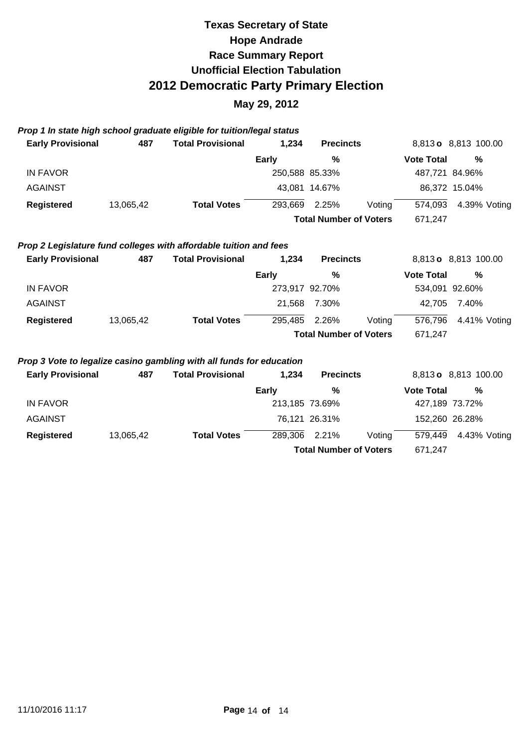# Texas Secretary of State
## Hope Andrade
## Race Summary Report
## Unofficial Election Tabulation
## 2012 Democratic Party Primary Election
### May 29, 2012

***Prop 1 In state high school graduate eligible for tuition/legal status***

| | | | | | | | |
|---|---|---|---|---|---|---|---|
| **Early Provisional** | **487** | **Total Provisional** | **1,234** | **Precincts** | | 8,813 **o** 8,813 | 100.00 |
| | | | **Early** | **%** | | **Vote Total** | **%** |
| IN FAVOR | | | 250,588 | 85.33% | | 487,721 | 84.96% |
| AGAINST | | | 43,081 | 14.67% | | 86,372 | 15.04% |
| **Registered** | 13,065,42 | **Total Votes** | 293,669 | 2.25% | Voting | 574,093 | 4.39% Voting |
| | | | | **Total Number of Voters** | | 671,247 | |

***Prop 2 Legislature fund colleges with affordable tuition and fees***

| | | | | | | | |
|---|---|---|---|---|---|---|---|
| **Early Provisional** | **487** | **Total Provisional** | **1,234** | **Precincts** | | 8,813 **o** 8,813 | 100.00 |
| | | | **Early** | **%** | | **Vote Total** | **%** |
| IN FAVOR | | | 273,917 | 92.70% | | 534,091 | 92.60% |
| AGAINST | | | 21,568 | 7.30% | | 42,705 | 7.40% |
| **Registered** | 13,065,42 | **Total Votes** | 295,485 | 2.26% | Voting | 576,796 | 4.41% Voting |
| | | | | **Total Number of Voters** | | 671,247 | |

***Prop 3 Vote to legalize casino gambling with all funds for education***

| | | | | | | | |
|---|---|---|---|---|---|---|---|
| **Early Provisional** | **487** | **Total Provisional** | **1,234** | **Precincts** | | 8,813 **o** 8,813 | 100.00 |
| | | | **Early** | **%** | | **Vote Total** | **%** |
| IN FAVOR | | | 213,185 | 73.69% | | 427,189 | 73.72% |
| AGAINST | | | 76,121 | 26.31% | | 152,260 | 26.28% |
| **Registered** | 13,065,42 | **Total Votes** | 289,306 | 2.21% | Voting | 579,449 | 4.43% Voting |
| | | | | **Total Number of Voters** | | 671,247 | |

11/10/2016 11:17